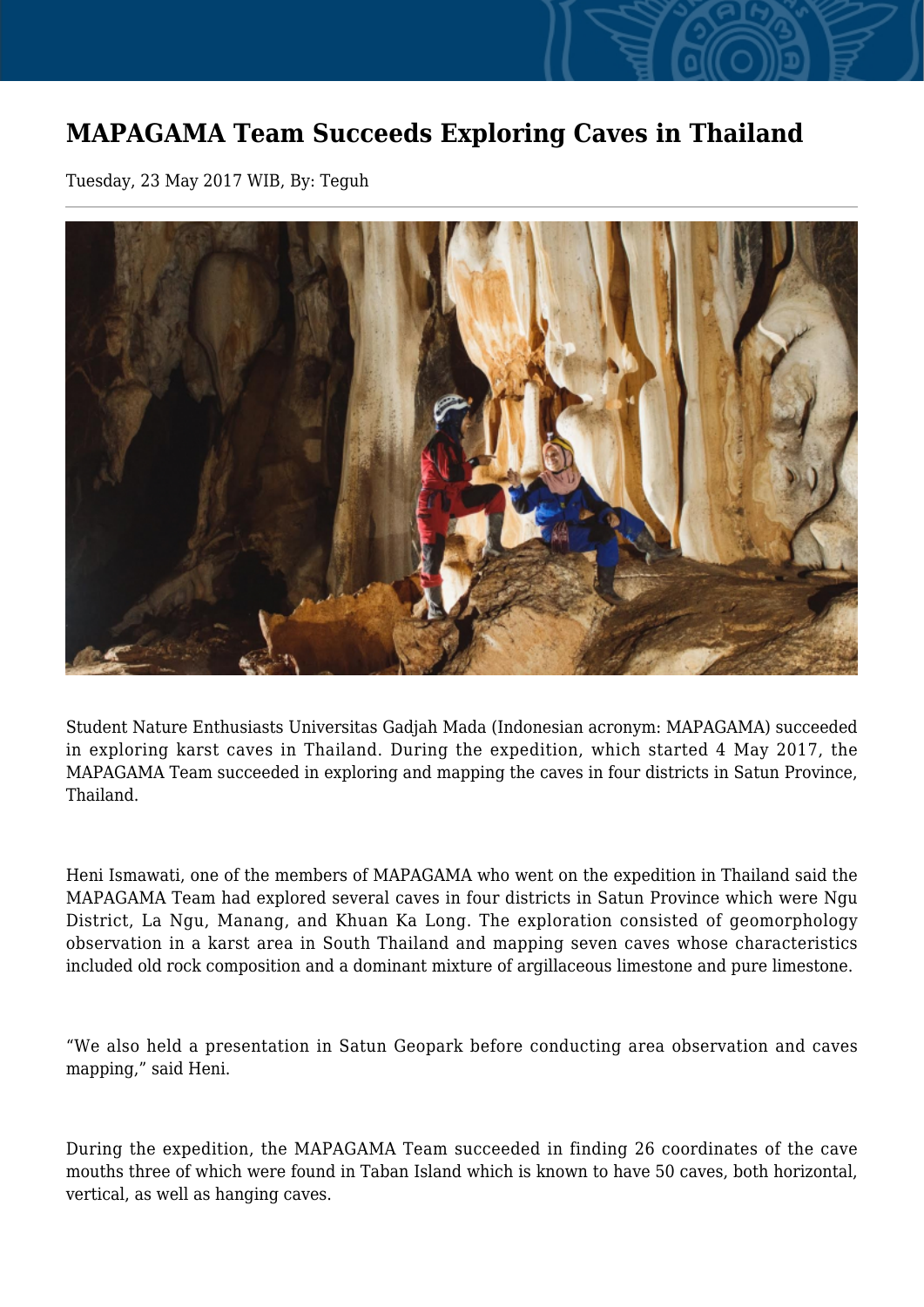# MAPAGAMA Team Succeeds Exploring Caves in Thailand

Tuesday, 23 May 2017 WIB, By: Teguh

---

Student Nature Enthusiasts Universitas Gadjah Mada (Indonesian acronym: MAPAGAMA) succeeded in exploring karst caves in Thailand. During the expedition, which started 4 May 2017, the MAPAGAMA Team succeeded in exploring and mapping the caves in four districts in Satun Province, Thailand.

Heni Ismawati, one of the members of MAPAGAMA who went on the expedition in Thailand said the MAPAGAMA Team had explored several caves in four districts in Satun Province which were Ngu District, La Ngu, Manang, and Khuan Ka Long. The exploration consisted of geomorphology observation in a karst area in South Thailand and mapping seven caves whose characteristics included old rock composition and a dominant mixture of argillaceous limestone and pure limestone.

“We also held a presentation in Satun Geopark before conducting area observation and caves mapping,” said Heni.

During the expedition, the MAPAGAMA Team succeeded in finding 26 coordinates of the cave mouths three of which were found in Taban Island which is known to have 50 caves, both horizontal, vertical, as well as hanging caves.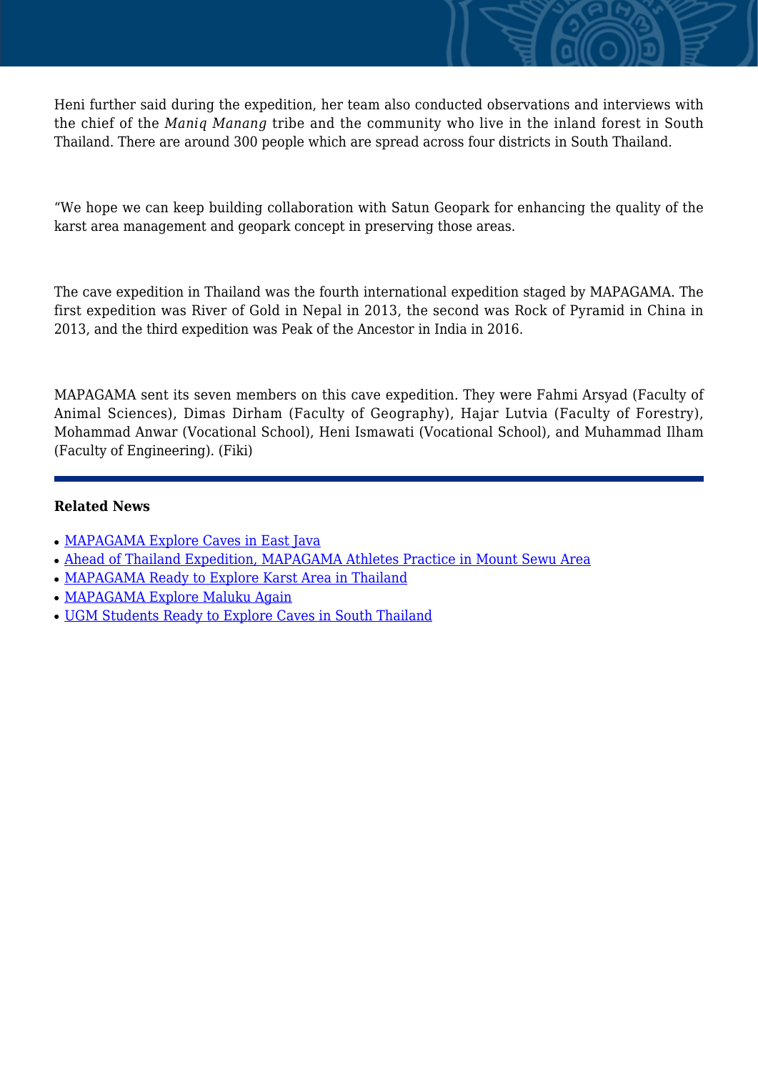Heni further said during the expedition, her team also conducted observations and interviews with the chief of the *Maniq Manang* tribe and the community who live in the inland forest in South Thailand. There are around 300 people which are spread across four districts in South Thailand.

“We hope we can keep building collaboration with Satun Geopark for enhancing the quality of the karst area management and geopark concept in preserving those areas.

The cave expedition in Thailand was the fourth international expedition staged by MAPAGAMA. The first expedition was River of Gold in Nepal in 2013, the second was Rock of Pyramid in China in 2013, and the third expedition was Peak of the Ancestor in India in 2016.

MAPAGAMA sent its seven members on this cave expedition. They were Fahmi Arsyad (Faculty of Animal Sciences), Dimas Dirham (Faculty of Geography), Hajar Lutvia (Faculty of Forestry), Mohammad Anwar (Vocational School), Heni Ismawati (Vocational School), and Muhammad Ilham (Faculty of Engineering). (Fiki)

---

**Related News**

- MAPAGAMA Explore Caves in East Java
- Ahead of Thailand Expedition, MAPAGAMA Athletes Practice in Mount Sewu Area
- MAPAGAMA Ready to Explore Karst Area in Thailand
- MAPAGAMA Explore Maluku Again
- UGM Students Ready to Explore Caves in South Thailand